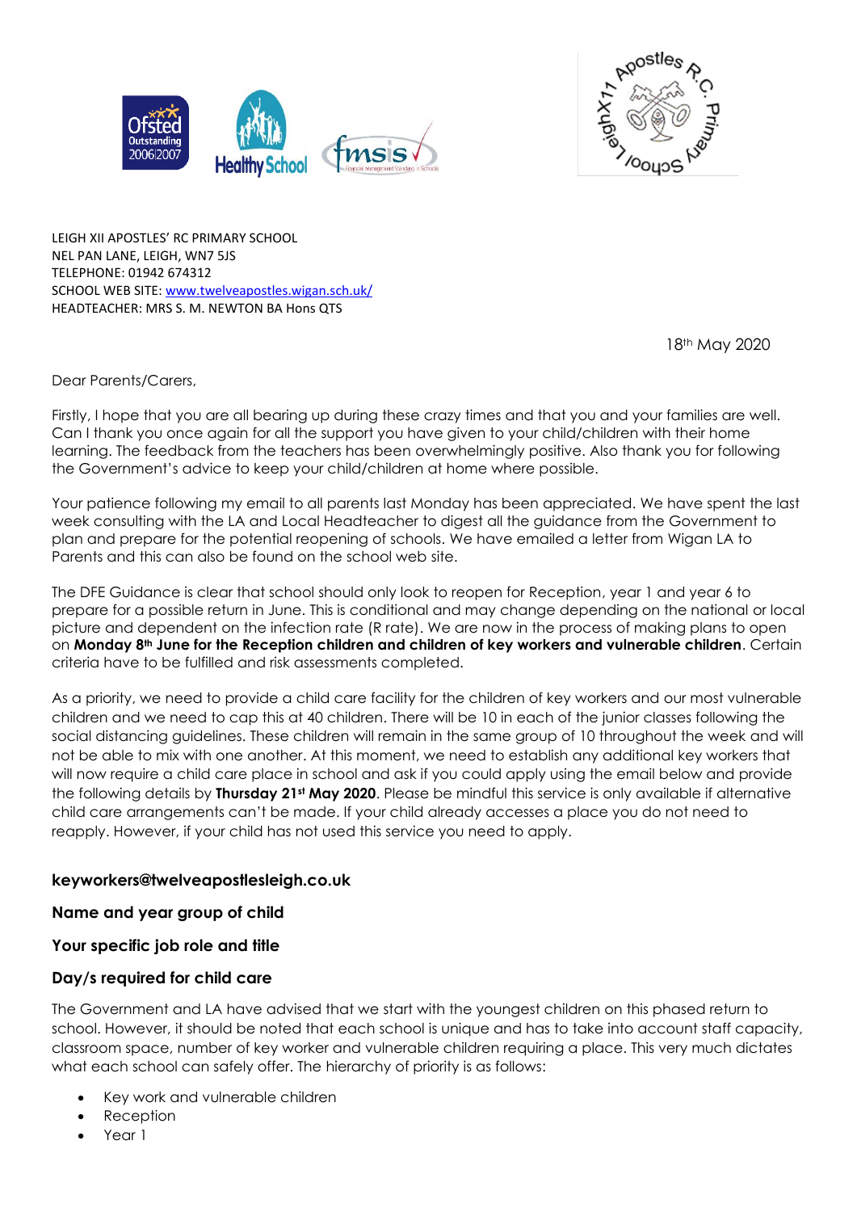LEIGH XII APOSTLES' RC PRIMARY SCHOOL
NEL PAN LANE, LEIGH, WN7 5JS
TELEPHONE: 01942 674312
SCHOOL WEB SITE: [www.twelveapostles.wigan.sch.uk/](www.twelveapostles.wigan.sch.uk/)
HEADTEACHER: MRS S. M. NEWTON BA Hons QTS

18th May 2020

Dear Parents/Carers,

Firstly, I hope that you are all bearing up during these crazy times and that you and your families are well. Can I thank you once again for all the support you have given to your child/children with their home learning. The feedback from the teachers has been overwhelmingly positive. Also thank you for following the Government's advice to keep your child/children at home where possible.

Your patience following my email to all parents last Monday has been appreciated. We have spent the last week consulting with the LA and Local Headteacher to digest all the guidance from the Government to plan and prepare for the potential reopening of schools. We have emailed a letter from Wigan LA to Parents and this can also be found on the school web site.

The DFE Guidance is clear that school should only look to reopen for Reception, year 1 and year 6 to prepare for a possible return in June. This is conditional and may change depending on the national or local picture and dependent on the infection rate (R rate). We are now in the process of making plans to open on **Monday 8th June for the Reception children and children of key workers and vulnerable children**. Certain criteria have to be fulfilled and risk assessments completed.

As a priority, we need to provide a child care facility for the children of key workers and our most vulnerable children and we need to cap this at 40 children. There will be 10 in each of the junior classes following the social distancing guidelines. These children will remain in the same group of 10 throughout the week and will not be able to mix with one another. At this moment, we need to establish any additional key workers that will now require a child care place in school and ask if you could apply using the email below and provide the following details by **Thursday 21st May 2020**. Please be mindful this service is only available if alternative child care arrangements can't be made. If your child already accesses a place you do not need to reapply. However, if your child has not used this service you need to apply.

**keyworkers@twelveapostlesleigh.co.uk**

**Name and year group of child**

**Your specific job role and title**

**Day/s required for child care**

The Government and LA have advised that we start with the youngest children on this phased return to school. However, it should be noted that each school is unique and has to take into account staff capacity, classroom space, number of key worker and vulnerable children requiring a place. This very much dictates what each school can safely offer. The hierarchy of priority is as follows:

- Key work and vulnerable children
- Reception
- Year 1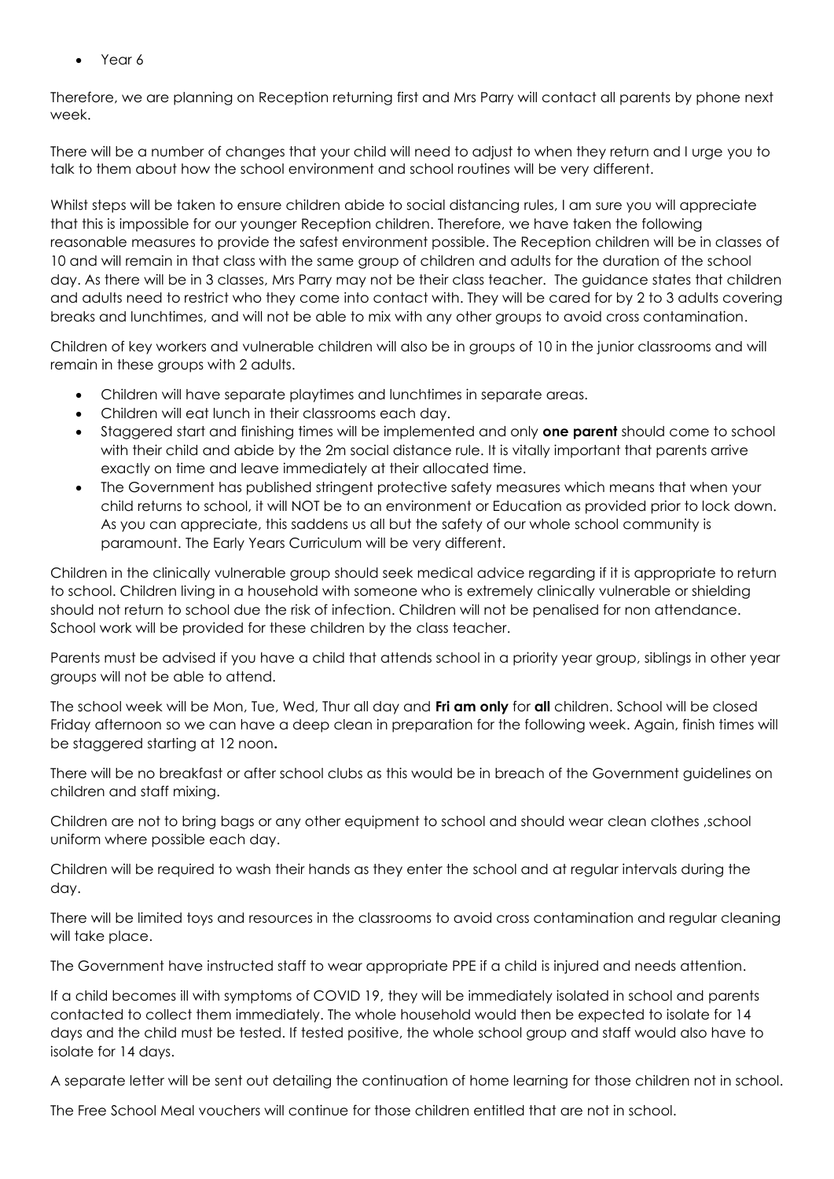- Year 6

Therefore, we are planning on Reception returning first and Mrs Parry will contact all parents by phone next week.

There will be a number of changes that your child will need to adjust to when they return and I urge you to talk to them about how the school environment and school routines will be very different.

Whilst steps will be taken to ensure children abide to social distancing rules, I am sure you will appreciate that this is impossible for our younger Reception children. Therefore, we have taken the following reasonable measures to provide the safest environment possible. The Reception children will be in classes of 10 and will remain in that class with the same group of children and adults for the duration of the school day. As there will be in 3 classes, Mrs Parry may not be their class teacher. The guidance states that children and adults need to restrict who they come into contact with. They will be cared for by 2 to 3 adults covering breaks and lunchtimes, and will not be able to mix with any other groups to avoid cross contamination.

Children of key workers and vulnerable children will also be in groups of 10 in the junior classrooms and will remain in these groups with 2 adults.

- Children will have separate playtimes and lunchtimes in separate areas.
- Children will eat lunch in their classrooms each day.
- Staggered start and finishing times will be implemented and only **one parent** should come to school with their child and abide by the 2m social distance rule. It is vitally important that parents arrive exactly on time and leave immediately at their allocated time.
- The Government has published stringent protective safety measures which means that when your child returns to school, it will NOT be to an environment or Education as provided prior to lock down. As you can appreciate, this saddens us all but the safety of our whole school community is paramount. The Early Years Curriculum will be very different.

Children in the clinically vulnerable group should seek medical advice regarding if it is appropriate to return to school. Children living in a household with someone who is extremely clinically vulnerable or shielding should not return to school due the risk of infection. Children will not be penalised for non attendance. School work will be provided for these children by the class teacher.

Parents must be advised if you have a child that attends school in a priority year group, siblings in other year groups will not be able to attend.

The school week will be Mon, Tue, Wed, Thur all day and **Fri am only** for **all** children. School will be closed Friday afternoon so we can have a deep clean in preparation for the following week. Again, finish times will be staggered starting at 12 noon**.**

There will be no breakfast or after school clubs as this would be in breach of the Government guidelines on children and staff mixing.

Children are not to bring bags or any other equipment to school and should wear clean clothes ,school uniform where possible each day.

Children will be required to wash their hands as they enter the school and at regular intervals during the day.

There will be limited toys and resources in the classrooms to avoid cross contamination and regular cleaning will take place.

The Government have instructed staff to wear appropriate PPE if a child is injured and needs attention.

If a child becomes ill with symptoms of COVID 19, they will be immediately isolated in school and parents contacted to collect them immediately. The whole household would then be expected to isolate for 14 days and the child must be tested. If tested positive, the whole school group and staff would also have to isolate for 14 days.

A separate letter will be sent out detailing the continuation of home learning for those children not in school.

The Free School Meal vouchers will continue for those children entitled that are not in school.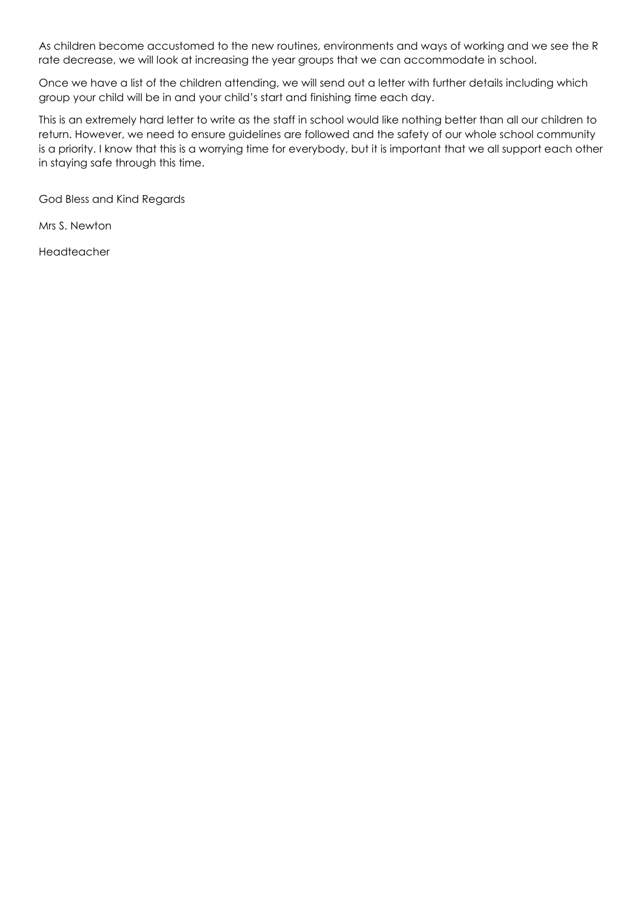As children become accustomed to the new routines, environments and ways of working and we see the R rate decrease, we will look at increasing the year groups that we can accommodate in school.

Once we have a list of the children attending, we will send out a letter with further details including which group your child will be in and your child's start and finishing time each day.

This is an extremely hard letter to write as the staff in school would like nothing better than all our children to return. However, we need to ensure guidelines are followed and the safety of our whole school community is a priority. I know that this is a worrying time for everybody, but it is important that we all support each other in staying safe through this time.

God Bless and Kind Regards

Mrs S. Newton

Headteacher